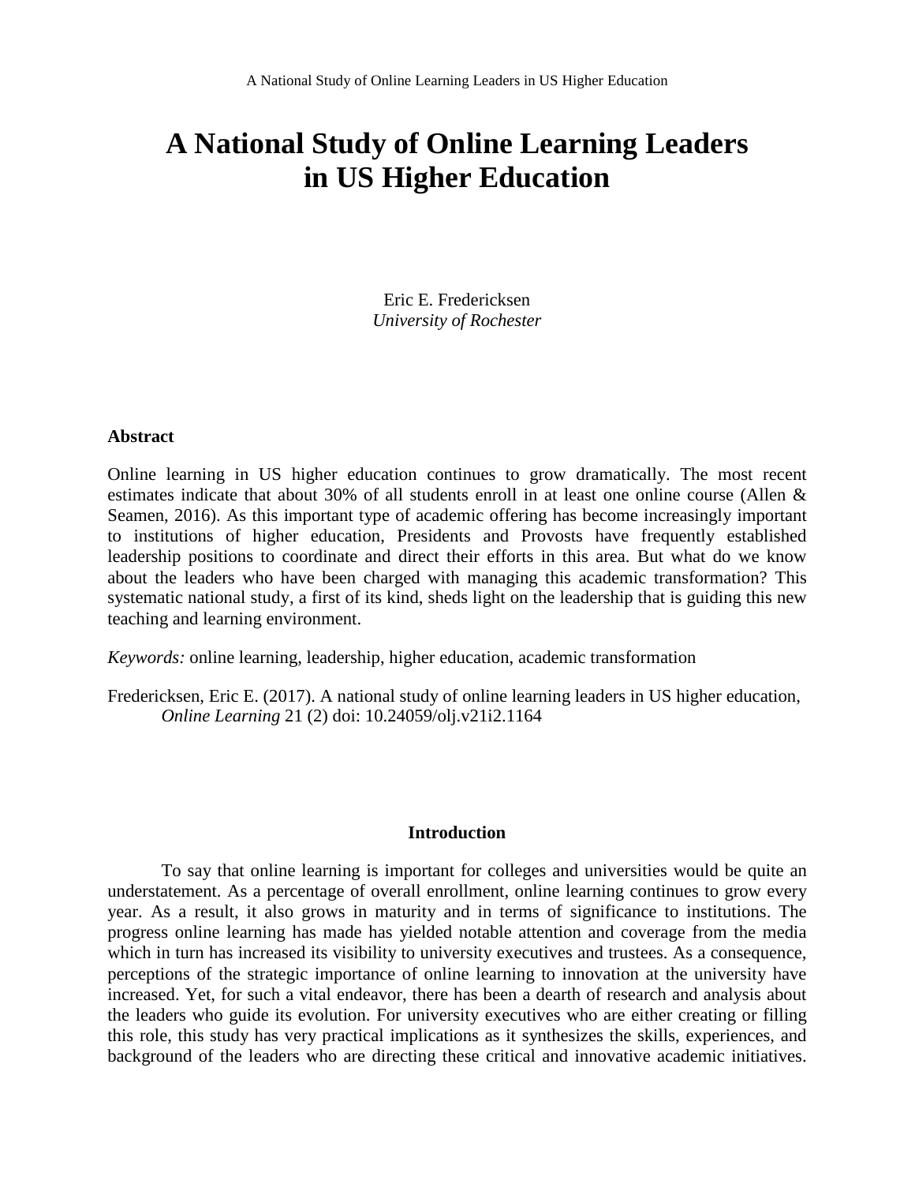# A National Study of Online Learning Leaders in US Higher Education

Eric E. Fredericksen
*University of Rochester*

### Abstract

Online learning in US higher education continues to grow dramatically. The most recent estimates indicate that about 30% of all students enroll in at least one online course (Allen & Seamen, 2016). As this important type of academic offering has become increasingly important to institutions of higher education, Presidents and Provosts have frequently established leadership positions to coordinate and direct their efforts in this area. But what do we know about the leaders who have been charged with managing this academic transformation? This systematic national study, a first of its kind, sheds light on the leadership that is guiding this new teaching and learning environment.

*Keywords:* online learning, leadership, higher education, academic transformation

Fredericksen, Eric E. (2017). A national study of online learning leaders in US higher education, *Online Learning* 21 (2) doi: 10.24059/olj.v21i2.1164

## Introduction

To say that online learning is important for colleges and universities would be quite an understatement. As a percentage of overall enrollment, online learning continues to grow every year. As a result, it also grows in maturity and in terms of significance to institutions. The progress online learning has made has yielded notable attention and coverage from the media which in turn has increased its visibility to university executives and trustees. As a consequence, perceptions of the strategic importance of online learning to innovation at the university have increased. Yet, for such a vital endeavor, there has been a dearth of research and analysis about the leaders who guide its evolution. For university executives who are either creating or filling this role, this study has very practical implications as it synthesizes the skills, experiences, and background of the leaders who are directing these critical and innovative academic initiatives.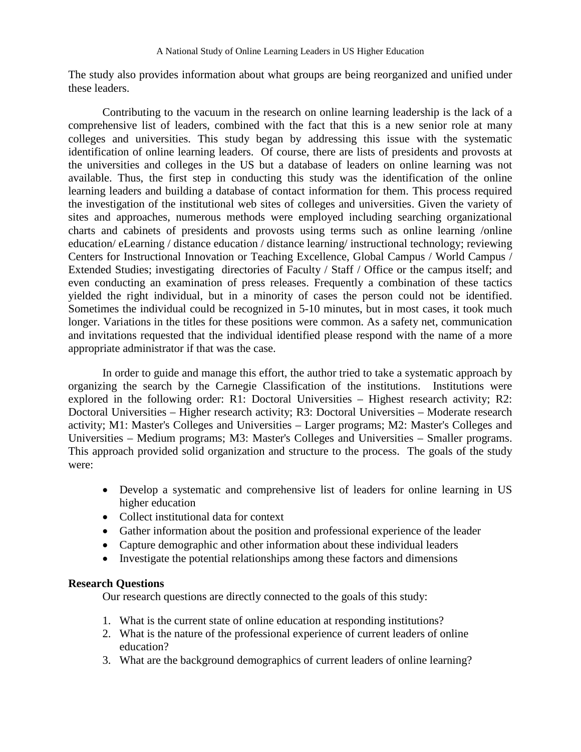The study also provides information about what groups are being reorganized and unified under these leaders.

Contributing to the vacuum in the research on online learning leadership is the lack of a comprehensive list of leaders, combined with the fact that this is a new senior role at many colleges and universities. This study began by addressing this issue with the systematic identification of online learning leaders. Of course, there are lists of presidents and provosts at the universities and colleges in the US but a database of leaders on online learning was not available. Thus, the first step in conducting this study was the identification of the online learning leaders and building a database of contact information for them. This process required the investigation of the institutional web sites of colleges and universities. Given the variety of sites and approaches, numerous methods were employed including searching organizational charts and cabinets of presidents and provosts using terms such as online learning /online education/ eLearning / distance education / distance learning/ instructional technology; reviewing Centers for Instructional Innovation or Teaching Excellence, Global Campus / World Campus / Extended Studies; investigating directories of Faculty / Staff / Office or the campus itself; and even conducting an examination of press releases. Frequently a combination of these tactics yielded the right individual, but in a minority of cases the person could not be identified. Sometimes the individual could be recognized in 5-10 minutes, but in most cases, it took much longer. Variations in the titles for these positions were common. As a safety net, communication and invitations requested that the individual identified please respond with the name of a more appropriate administrator if that was the case.

In order to guide and manage this effort, the author tried to take a systematic approach by organizing the search by the Carnegie Classification of the institutions. Institutions were explored in the following order: R1: Doctoral Universities – Highest research activity; R2: Doctoral Universities – Higher research activity; R3: Doctoral Universities – Moderate research activity; M1: Master's Colleges and Universities – Larger programs; M2: Master's Colleges and Universities – Medium programs; M3: Master's Colleges and Universities – Smaller programs. This approach provided solid organization and structure to the process. The goals of the study were:

- Develop a systematic and comprehensive list of leaders for online learning in US higher education
- Collect institutional data for context
- Gather information about the position and professional experience of the leader
- Capture demographic and other information about these individual leaders
- Investigate the potential relationships among these factors and dimensions

**Research Questions**

Our research questions are directly connected to the goals of this study:

1. What is the current state of online education at responding institutions?
2. What is the nature of the professional experience of current leaders of online education?
3. What are the background demographics of current leaders of online learning?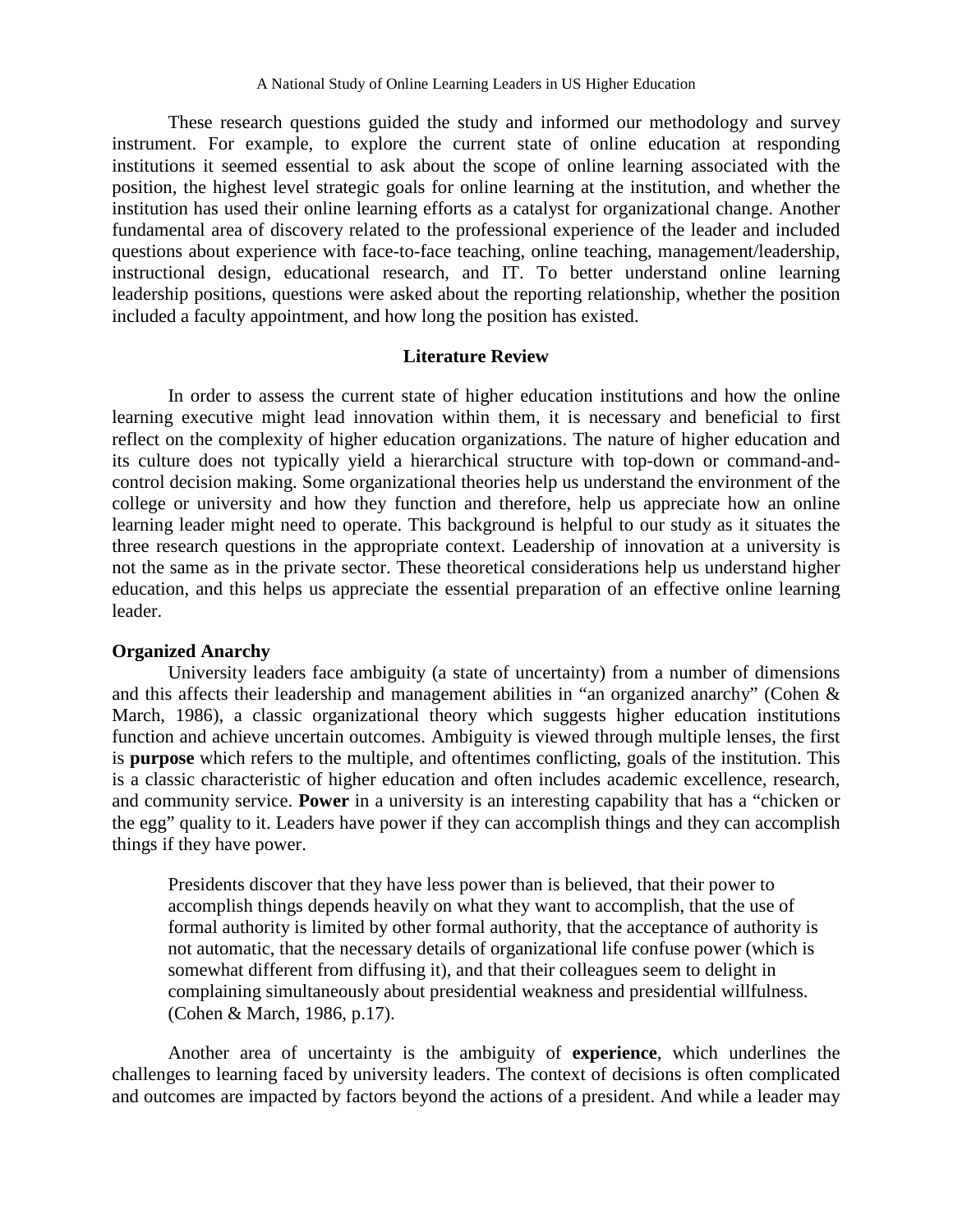These research questions guided the study and informed our methodology and survey instrument. For example, to explore the current state of online education at responding institutions it seemed essential to ask about the scope of online learning associated with the position, the highest level strategic goals for online learning at the institution, and whether the institution has used their online learning efforts as a catalyst for organizational change. Another fundamental area of discovery related to the professional experience of the leader and included questions about experience with face-to-face teaching, online teaching, management/leadership, instructional design, educational research, and IT. To better understand online learning leadership positions, questions were asked about the reporting relationship, whether the position included a faculty appointment, and how long the position has existed.

## Literature Review

In order to assess the current state of higher education institutions and how the online learning executive might lead innovation within them, it is necessary and beneficial to first reflect on the complexity of higher education organizations. The nature of higher education and its culture does not typically yield a hierarchical structure with top-down or command-and-control decision making. Some organizational theories help us understand the environment of the college or university and how they function and therefore, help us appreciate how an online learning leader might need to operate. This background is helpful to our study as it situates the three research questions in the appropriate context. Leadership of innovation at a university is not the same as in the private sector. These theoretical considerations help us understand higher education, and this helps us appreciate the essential preparation of an effective online learning leader.

### Organized Anarchy

University leaders face ambiguity (a state of uncertainty) from a number of dimensions and this affects their leadership and management abilities in "an organized anarchy" (Cohen & March, 1986), a classic organizational theory which suggests higher education institutions function and achieve uncertain outcomes. Ambiguity is viewed through multiple lenses, the first is **purpose** which refers to the multiple, and oftentimes conflicting, goals of the institution. This is a classic characteristic of higher education and often includes academic excellence, research, and community service. **Power** in a university is an interesting capability that has a "chicken or the egg" quality to it. Leaders have power if they can accomplish things and they can accomplish things if they have power.

> Presidents discover that they have less power than is believed, that their power to accomplish things depends heavily on what they want to accomplish, that the use of formal authority is limited by other formal authority, that the acceptance of authority is not automatic, that the necessary details of organizational life confuse power (which is somewhat different from diffusing it), and that their colleagues seem to delight in complaining simultaneously about presidential weakness and presidential willfulness. (Cohen & March, 1986, p.17).

Another area of uncertainty is the ambiguity of **experience**, which underlines the challenges to learning faced by university leaders. The context of decisions is often complicated and outcomes are impacted by factors beyond the actions of a president. And while a leader may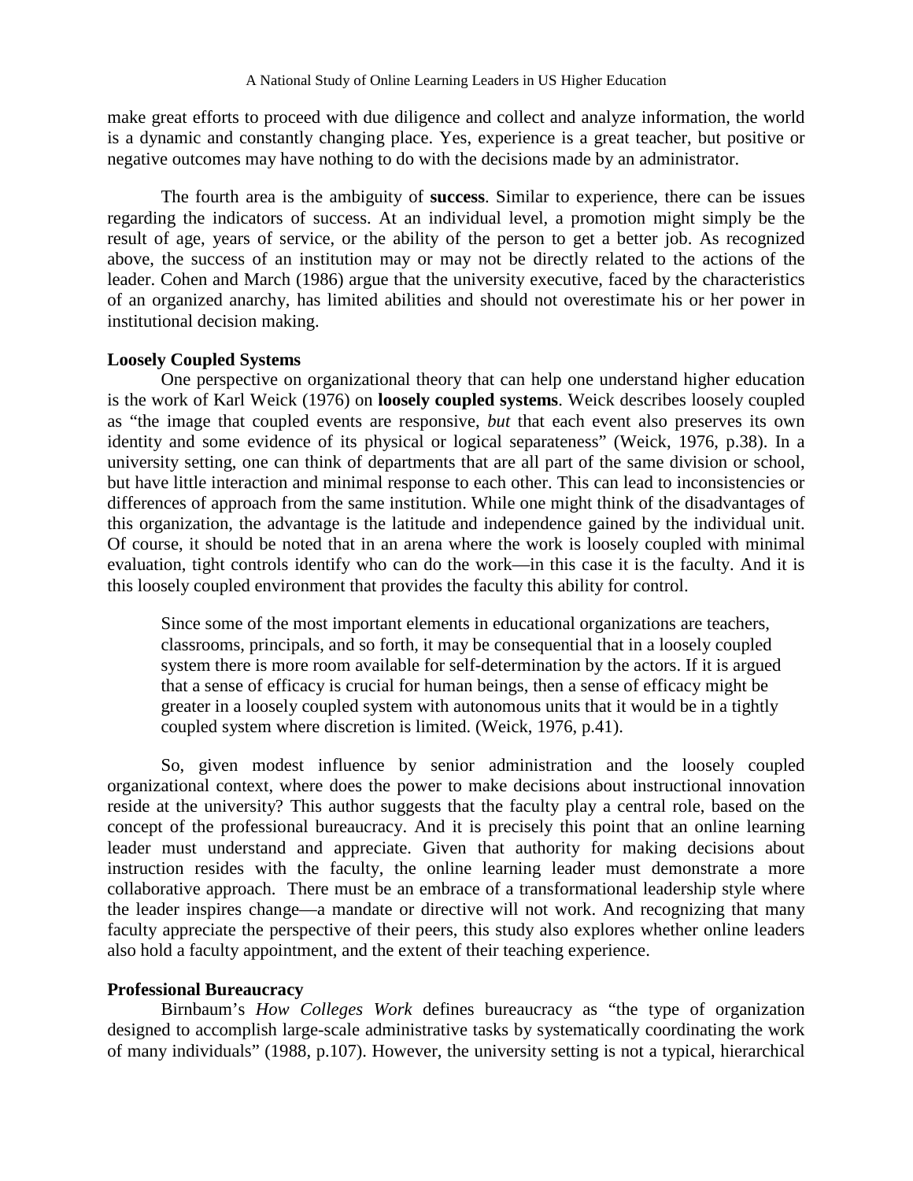make great efforts to proceed with due diligence and collect and analyze information, the world is a dynamic and constantly changing place. Yes, experience is a great teacher, but positive or negative outcomes may have nothing to do with the decisions made by an administrator.

The fourth area is the ambiguity of **success**. Similar to experience, there can be issues regarding the indicators of success. At an individual level, a promotion might simply be the result of age, years of service, or the ability of the person to get a better job. As recognized above, the success of an institution may or may not be directly related to the actions of the leader. Cohen and March (1986) argue that the university executive, faced by the characteristics of an organized anarchy, has limited abilities and should not overestimate his or her power in institutional decision making.

**Loosely Coupled Systems**

One perspective on organizational theory that can help one understand higher education is the work of Karl Weick (1976) on **loosely coupled systems**. Weick describes loosely coupled as "the image that coupled events are responsive, *but* that each event also preserves its own identity and some evidence of its physical or logical separateness" (Weick, 1976, p.38). In a university setting, one can think of departments that are all part of the same division or school, but have little interaction and minimal response to each other. This can lead to inconsistencies or differences of approach from the same institution. While one might think of the disadvantages of this organization, the advantage is the latitude and independence gained by the individual unit. Of course, it should be noted that in an arena where the work is loosely coupled with minimal evaluation, tight controls identify who can do the work—in this case it is the faculty. And it is this loosely coupled environment that provides the faculty this ability for control.

> Since some of the most important elements in educational organizations are teachers, classrooms, principals, and so forth, it may be consequential that in a loosely coupled system there is more room available for self-determination by the actors. If it is argued that a sense of efficacy is crucial for human beings, then a sense of efficacy might be greater in a loosely coupled system with autonomous units that it would be in a tightly coupled system where discretion is limited. (Weick, 1976, p.41).

So, given modest influence by senior administration and the loosely coupled organizational context, where does the power to make decisions about instructional innovation reside at the university? This author suggests that the faculty play a central role, based on the concept of the professional bureaucracy. And it is precisely this point that an online learning leader must understand and appreciate. Given that authority for making decisions about instruction resides with the faculty, the online learning leader must demonstrate a more collaborative approach. There must be an embrace of a transformational leadership style where the leader inspires change—a mandate or directive will not work. And recognizing that many faculty appreciate the perspective of their peers, this study also explores whether online leaders also hold a faculty appointment, and the extent of their teaching experience.

**Professional Bureaucracy**

Birnbaum's *How Colleges Work* defines bureaucracy as "the type of organization designed to accomplish large-scale administrative tasks by systematically coordinating the work of many individuals" (1988, p.107). However, the university setting is not a typical, hierarchical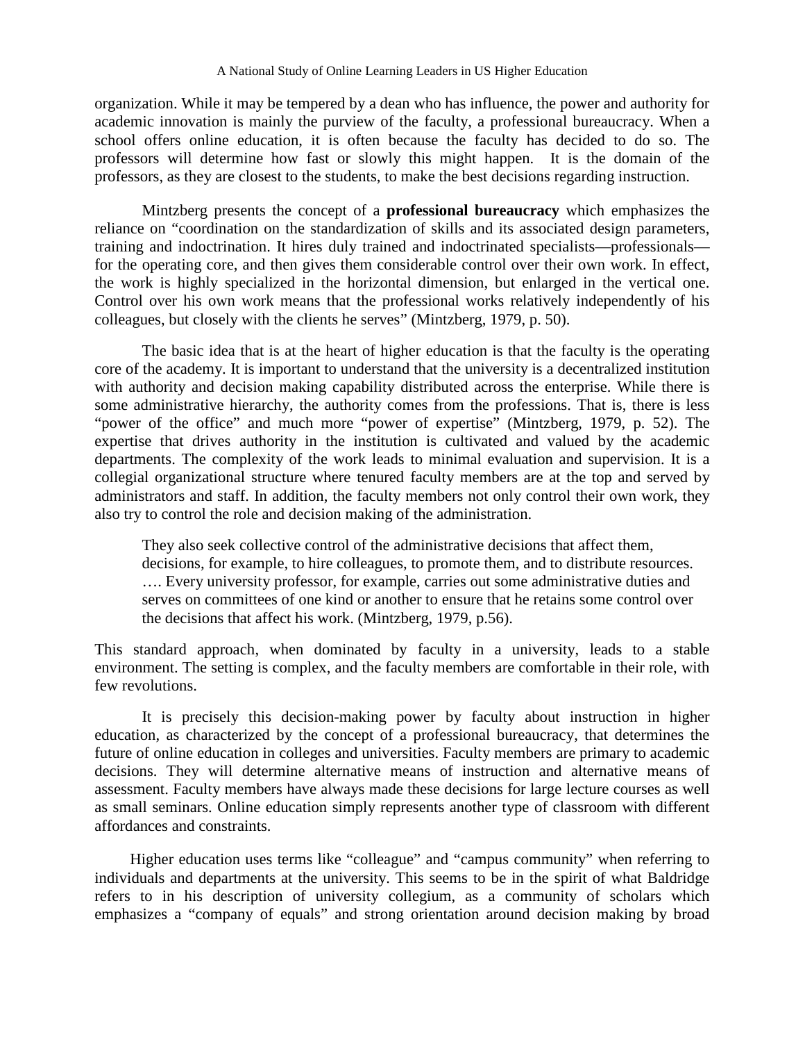organization. While it may be tempered by a dean who has influence, the power and authority for academic innovation is mainly the purview of the faculty, a professional bureaucracy. When a school offers online education, it is often because the faculty has decided to do so. The professors will determine how fast or slowly this might happen. It is the domain of the professors, as they are closest to the students, to make the best decisions regarding instruction.

Mintzberg presents the concept of a **professional bureaucracy** which emphasizes the reliance on "coordination on the standardization of skills and its associated design parameters, training and indoctrination. It hires duly trained and indoctrinated specialists—professionals—for the operating core, and then gives them considerable control over their own work. In effect, the work is highly specialized in the horizontal dimension, but enlarged in the vertical one. Control over his own work means that the professional works relatively independently of his colleagues, but closely with the clients he serves" (Mintzberg, 1979, p. 50).

The basic idea that is at the heart of higher education is that the faculty is the operating core of the academy. It is important to understand that the university is a decentralized institution with authority and decision making capability distributed across the enterprise. While there is some administrative hierarchy, the authority comes from the professions. That is, there is less "power of the office" and much more "power of expertise" (Mintzberg, 1979, p. 52). The expertise that drives authority in the institution is cultivated and valued by the academic departments. The complexity of the work leads to minimal evaluation and supervision. It is a collegial organizational structure where tenured faculty members are at the top and served by administrators and staff. In addition, the faculty members not only control their own work, they also try to control the role and decision making of the administration.

> They also seek collective control of the administrative decisions that affect them, decisions, for example, to hire colleagues, to promote them, and to distribute resources. …. Every university professor, for example, carries out some administrative duties and serves on committees of one kind or another to ensure that he retains some control over the decisions that affect his work. (Mintzberg, 1979, p.56).

This standard approach, when dominated by faculty in a university, leads to a stable environment. The setting is complex, and the faculty members are comfortable in their role, with few revolutions.

It is precisely this decision-making power by faculty about instruction in higher education, as characterized by the concept of a professional bureaucracy, that determines the future of online education in colleges and universities. Faculty members are primary to academic decisions. They will determine alternative means of instruction and alternative means of assessment. Faculty members have always made these decisions for large lecture courses as well as small seminars. Online education simply represents another type of classroom with different affordances and constraints.

Higher education uses terms like "colleague" and "campus community" when referring to individuals and departments at the university. This seems to be in the spirit of what Baldridge refers to in his description of university collegium, as a community of scholars which emphasizes a "company of equals" and strong orientation around decision making by broad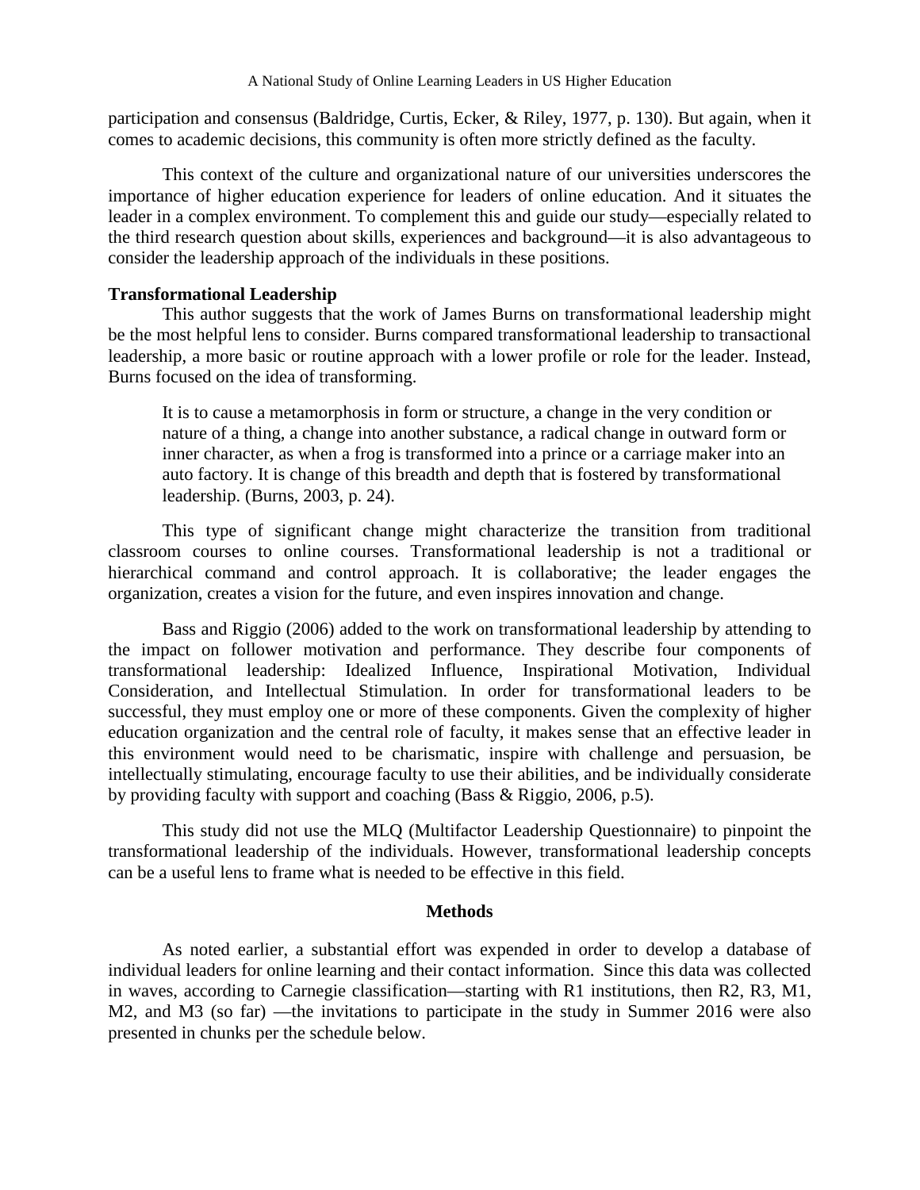participation and consensus (Baldridge, Curtis, Ecker, & Riley, 1977, p. 130). But again, when it comes to academic decisions, this community is often more strictly defined as the faculty.

This context of the culture and organizational nature of our universities underscores the importance of higher education experience for leaders of online education. And it situates the leader in a complex environment. To complement this and guide our study—especially related to the third research question about skills, experiences and background—it is also advantageous to consider the leadership approach of the individuals in these positions.

### Transformational Leadership

This author suggests that the work of James Burns on transformational leadership might be the most helpful lens to consider. Burns compared transformational leadership to transactional leadership, a more basic or routine approach with a lower profile or role for the leader. Instead, Burns focused on the idea of transforming.

> It is to cause a metamorphosis in form or structure, a change in the very condition or nature of a thing, a change into another substance, a radical change in outward form or inner character, as when a frog is transformed into a prince or a carriage maker into an auto factory. It is change of this breadth and depth that is fostered by transformational leadership. (Burns, 2003, p. 24).

This type of significant change might characterize the transition from traditional classroom courses to online courses. Transformational leadership is not a traditional or hierarchical command and control approach. It is collaborative; the leader engages the organization, creates a vision for the future, and even inspires innovation and change.

Bass and Riggio (2006) added to the work on transformational leadership by attending to the impact on follower motivation and performance. They describe four components of transformational leadership: Idealized Influence, Inspirational Motivation, Individual Consideration, and Intellectual Stimulation. In order for transformational leaders to be successful, they must employ one or more of these components. Given the complexity of higher education organization and the central role of faculty, it makes sense that an effective leader in this environment would need to be charismatic, inspire with challenge and persuasion, be intellectually stimulating, encourage faculty to use their abilities, and be individually considerate by providing faculty with support and coaching (Bass & Riggio, 2006, p.5).

This study did not use the MLQ (Multifactor Leadership Questionnaire) to pinpoint the transformational leadership of the individuals. However, transformational leadership concepts can be a useful lens to frame what is needed to be effective in this field.

## Methods

As noted earlier, a substantial effort was expended in order to develop a database of individual leaders for online learning and their contact information. Since this data was collected in waves, according to Carnegie classification—starting with R1 institutions, then R2, R3, M1, M2, and M3 (so far) —the invitations to participate in the study in Summer 2016 were also presented in chunks per the schedule below.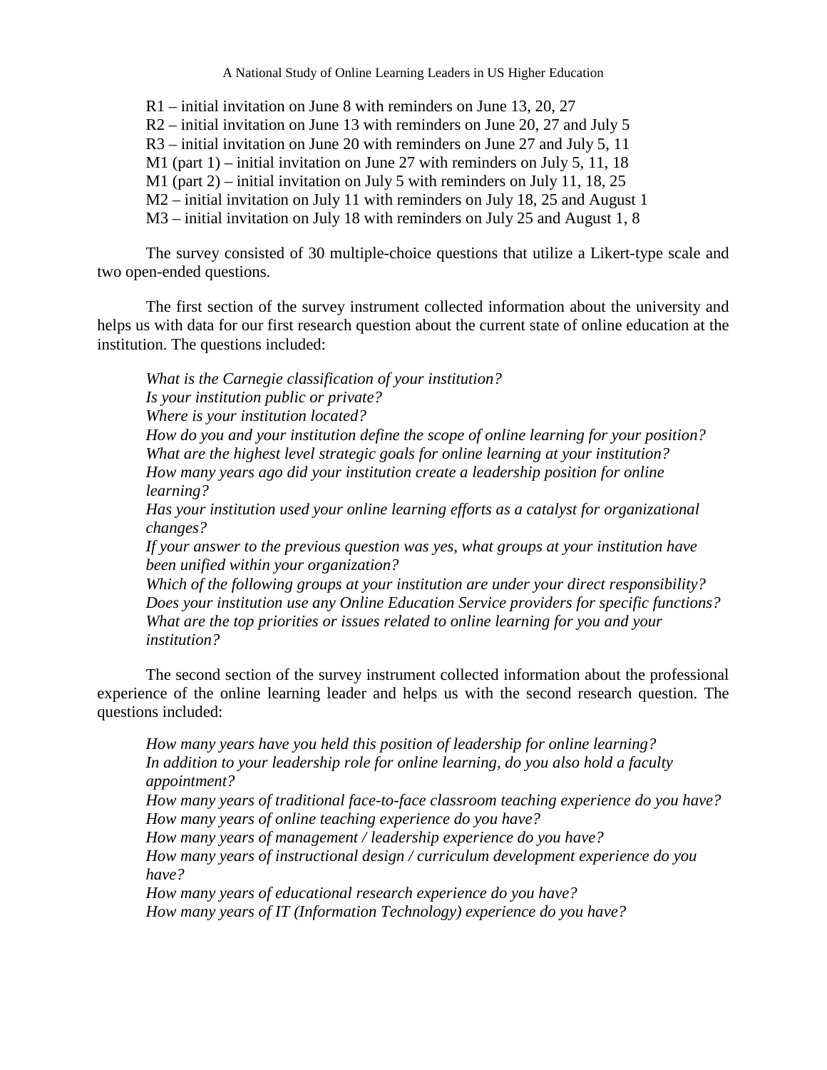R1 – initial invitation on June 8 with reminders on June 13, 20, 27
R2 – initial invitation on June 13 with reminders on June 20, 27 and July 5
R3 – initial invitation on June 20 with reminders on June 27 and July 5, 11
M1 (part 1) – initial invitation on June 27 with reminders on July 5, 11, 18
M1 (part 2) – initial invitation on July 5 with reminders on July 11, 18, 25
M2 – initial invitation on July 11 with reminders on July 18, 25 and August 1
M3 – initial invitation on July 18 with reminders on July 25 and August 1, 8

The survey consisted of 30 multiple-choice questions that utilize a Likert-type scale and two open-ended questions.

The first section of the survey instrument collected information about the university and helps us with data for our first research question about the current state of online education at the institution. The questions included:

*What is the Carnegie classification of your institution?*
*Is your institution public or private?*
*Where is your institution located?*
*How do you and your institution define the scope of online learning for your position?*
*What are the highest level strategic goals for online learning at your institution?*
*How many years ago did your institution create a leadership position for online learning?*
*Has your institution used your online learning efforts as a catalyst for organizational changes?*
*If your answer to the previous question was yes, what groups at your institution have been unified within your organization?*
*Which of the following groups at your institution are under your direct responsibility?*
*Does your institution use any Online Education Service providers for specific functions?*
*What are the top priorities or issues related to online learning for you and your institution?*

The second section of the survey instrument collected information about the professional experience of the online learning leader and helps us with the second research question. The questions included:

*How many years have you held this position of leadership for online learning?*
*In addition to your leadership role for online learning, do you also hold a faculty appointment?*
*How many years of traditional face-to-face classroom teaching experience do you have?*
*How many years of online teaching experience do you have?*
*How many years of management / leadership experience do you have?*
*How many years of instructional design / curriculum development experience do you have?*
*How many years of educational research experience do you have?*
*How many years of IT (Information Technology) experience do you have?*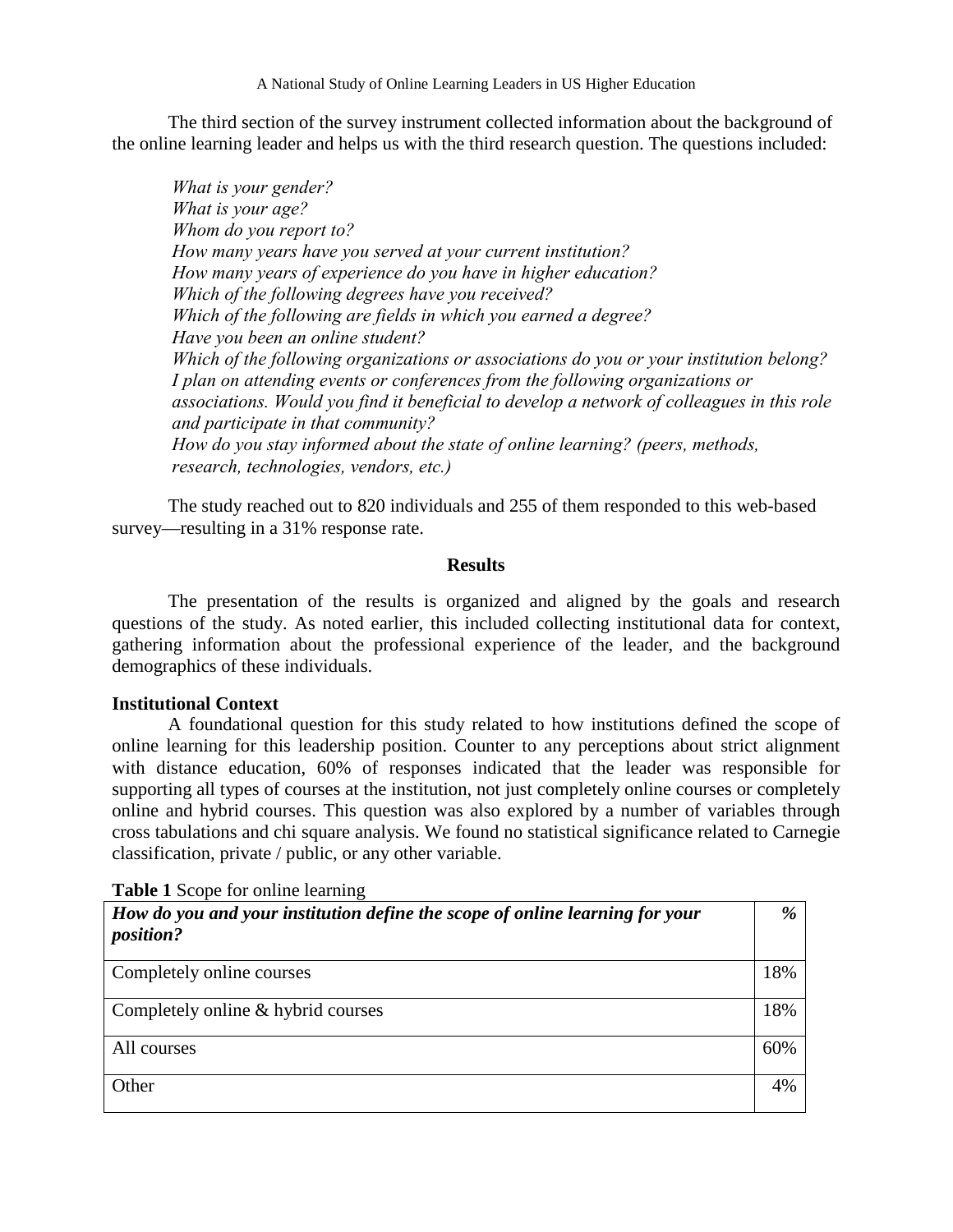The third section of the survey instrument collected information about the background of the online learning leader and helps us with the third research question. The questions included:

*What is your gender?*
*What is your age?*
*Whom do you report to?*
*How many years have you served at your current institution?*
*How many years of experience do you have in higher education?*
*Which of the following degrees have you received?*
*Which of the following are fields in which you earned a degree?*
*Have you been an online student?*
*Which of the following organizations or associations do you or your institution belong?*
*I plan on attending events or conferences from the following organizations or associations. Would you find it beneficial to develop a network of colleagues in this role and participate in that community?*
*How do you stay informed about the state of online learning? (peers, methods, research, technologies, vendors, etc.)*

The study reached out to 820 individuals and 255 of them responded to this web-based survey—resulting in a 31% response rate.

## Results

The presentation of the results is organized and aligned by the goals and research questions of the study. As noted earlier, this included collecting institutional data for context, gathering information about the professional experience of the leader, and the background demographics of these individuals.

### Institutional Context

A foundational question for this study related to how institutions defined the scope of online learning for this leadership position. Counter to any perceptions about strict alignment with distance education, 60% of responses indicated that the leader was responsible for supporting all types of courses at the institution, not just completely online courses or completely online and hybrid courses. This question was also explored by a number of variables through cross tabulations and chi square analysis. We found no statistical significance related to Carnegie classification, private / public, or any other variable.

**Table 1** Scope for online learning

| *How do you and your institution define the scope of online learning for your position?* | *%* |
|---|---|
| Completely online courses | 18% |
| Completely online & hybrid courses | 18% |
| All courses | 60% |
| Other | 4% |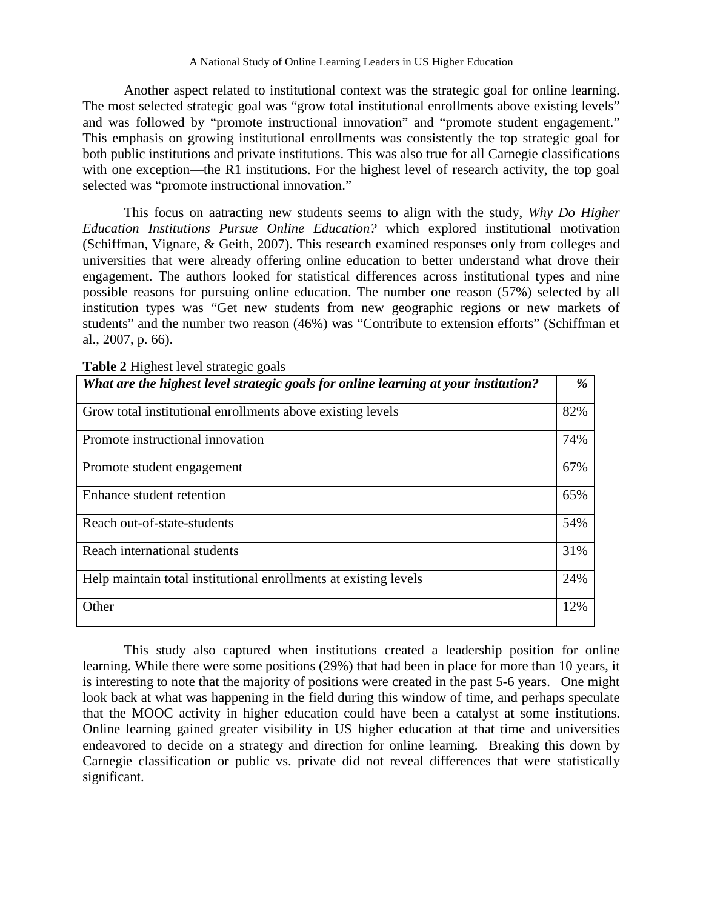Another aspect related to institutional context was the strategic goal for online learning. The most selected strategic goal was "grow total institutional enrollments above existing levels" and was followed by "promote instructional innovation" and "promote student engagement." This emphasis on growing institutional enrollments was consistently the top strategic goal for both public institutions and private institutions. This was also true for all Carnegie classifications with one exception—the R1 institutions. For the highest level of research activity, the top goal selected was "promote instructional innovation."

This focus on aatracting new students seems to align with the study, *Why Do Higher Education Institutions Pursue Online Education?* which explored institutional motivation (Schiffman, Vignare, & Geith, 2007). This research examined responses only from colleges and universities that were already offering online education to better understand what drove their engagement. The authors looked for statistical differences across institutional types and nine possible reasons for pursuing online education. The number one reason (57%) selected by all institution types was "Get new students from new geographic regions or new markets of students" and the number two reason (46%) was "Contribute to extension efforts" (Schiffman et al., 2007, p. 66).

**Table 2** Highest level strategic goals

| ***What are the highest level strategic goals for online learning at your institution?*** | ***%*** |
|---|---|
| Grow total institutional enrollments above existing levels | 82% |
| Promote instructional innovation | 74% |
| Promote student engagement | 67% |
| Enhance student retention | 65% |
| Reach out-of-state-students | 54% |
| Reach international students | 31% |
| Help maintain total institutional enrollments at existing levels | 24% |
| Other | 12% |

This study also captured when institutions created a leadership position for online learning. While there were some positions (29%) that had been in place for more than 10 years, it is interesting to note that the majority of positions were created in the past 5-6 years. One might look back at what was happening in the field during this window of time, and perhaps speculate that the MOOC activity in higher education could have been a catalyst at some institutions. Online learning gained greater visibility in US higher education at that time and universities endeavored to decide on a strategy and direction for online learning. Breaking this down by Carnegie classification or public vs. private did not reveal differences that were statistically significant.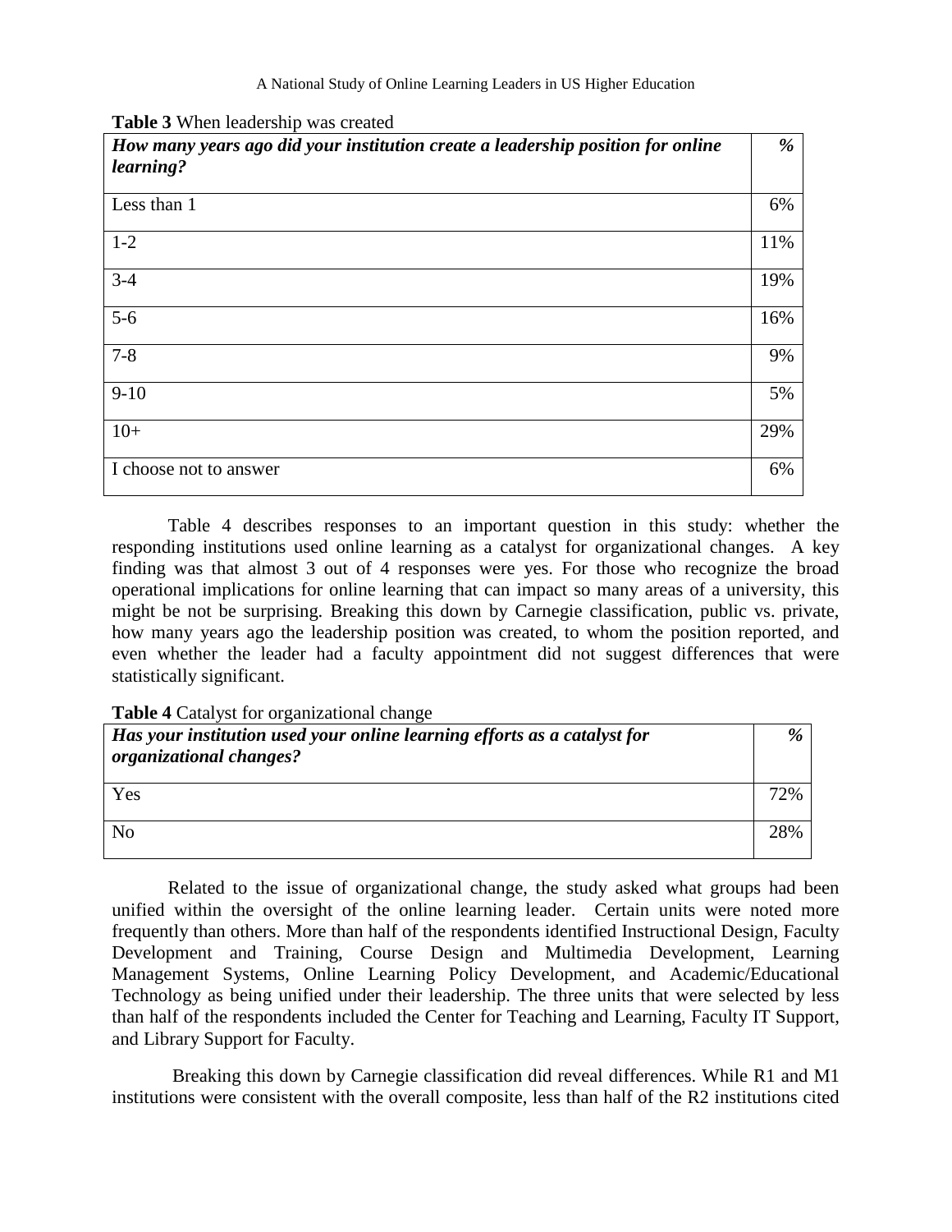**Table 3** When leadership was created

| *How many years ago did your institution create a leadership position for online learning?* | *%* |
|---|---|
| Less than 1 | 6% |
| 1-2 | 11% |
| 3-4 | 19% |
| 5-6 | 16% |
| 7-8 | 9% |
| 9-10 | 5% |
| 10+ | 29% |
| I choose not to answer | 6% |

Table 4 describes responses to an important question in this study: whether the responding institutions used online learning as a catalyst for organizational changes. A key finding was that almost 3 out of 4 responses were yes. For those who recognize the broad operational implications for online learning that can impact so many areas of a university, this might be not be surprising. Breaking this down by Carnegie classification, public vs. private, how many years ago the leadership position was created, to whom the position reported, and even whether the leader had a faculty appointment did not suggest differences that were statistically significant.

**Table 4** Catalyst for organizational change

| *Has your institution used your online learning efforts as a catalyst for organizational changes?* | *%* |
|---|---|
| Yes | 72% |
| No | 28% |

Related to the issue of organizational change, the study asked what groups had been unified within the oversight of the online learning leader. Certain units were noted more frequently than others. More than half of the respondents identified Instructional Design, Faculty Development and Training, Course Design and Multimedia Development, Learning Management Systems, Online Learning Policy Development, and Academic/Educational Technology as being unified under their leadership. The three units that were selected by less than half of the respondents included the Center for Teaching and Learning, Faculty IT Support, and Library Support for Faculty.

Breaking this down by Carnegie classification did reveal differences. While R1 and M1 institutions were consistent with the overall composite, less than half of the R2 institutions cited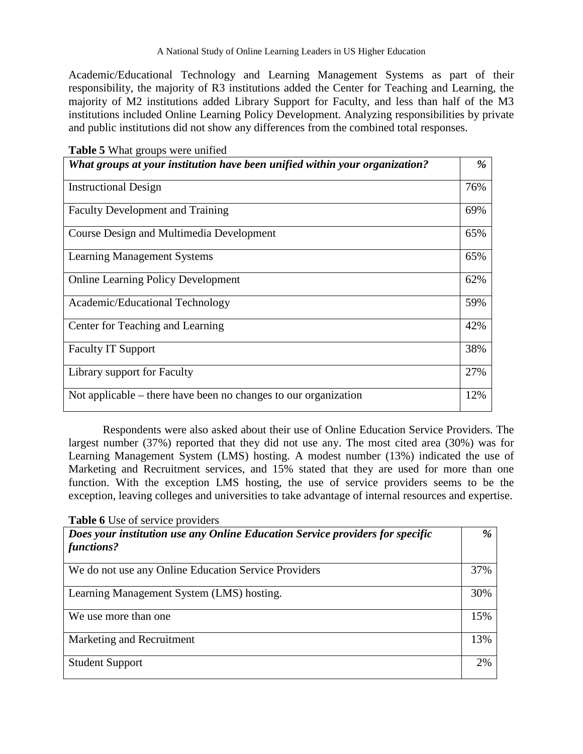Academic/Educational Technology and Learning Management Systems as part of their responsibility, the majority of R3 institutions added the Center for Teaching and Learning, the majority of M2 institutions added Library Support for Faculty, and less than half of the M3 institutions included Online Learning Policy Development. Analyzing responsibilities by private and public institutions did not show any differences from the combined total responses.

**Table 5** What groups were unified

| ***What groups at your institution have been unified within your organization?*** | ***%*** |
|---|---|
| Instructional Design | 76% |
| Faculty Development and Training | 69% |
| Course Design and Multimedia Development | 65% |
| Learning Management Systems | 65% |
| Online Learning Policy Development | 62% |
| Academic/Educational Technology | 59% |
| Center for Teaching and Learning | 42% |
| Faculty IT Support | 38% |
| Library support for Faculty | 27% |
| Not applicable – there have been no changes to our organization | 12% |

Respondents were also asked about their use of Online Education Service Providers. The largest number (37%) reported that they did not use any. The most cited area (30%) was for Learning Management System (LMS) hosting. A modest number (13%) indicated the use of Marketing and Recruitment services, and 15% stated that they are used for more than one function. With the exception LMS hosting, the use of service providers seems to be the exception, leaving colleges and universities to take advantage of internal resources and expertise.

**Table 6** Use of service providers

| ***Does your institution use any Online Education Service providers for specific functions?*** | ***%*** |
|---|---|
| We do not use any Online Education Service Providers | 37% |
| Learning Management System (LMS) hosting. | 30% |
| We use more than one | 15% |
| Marketing and Recruitment | 13% |
| Student Support | 2% |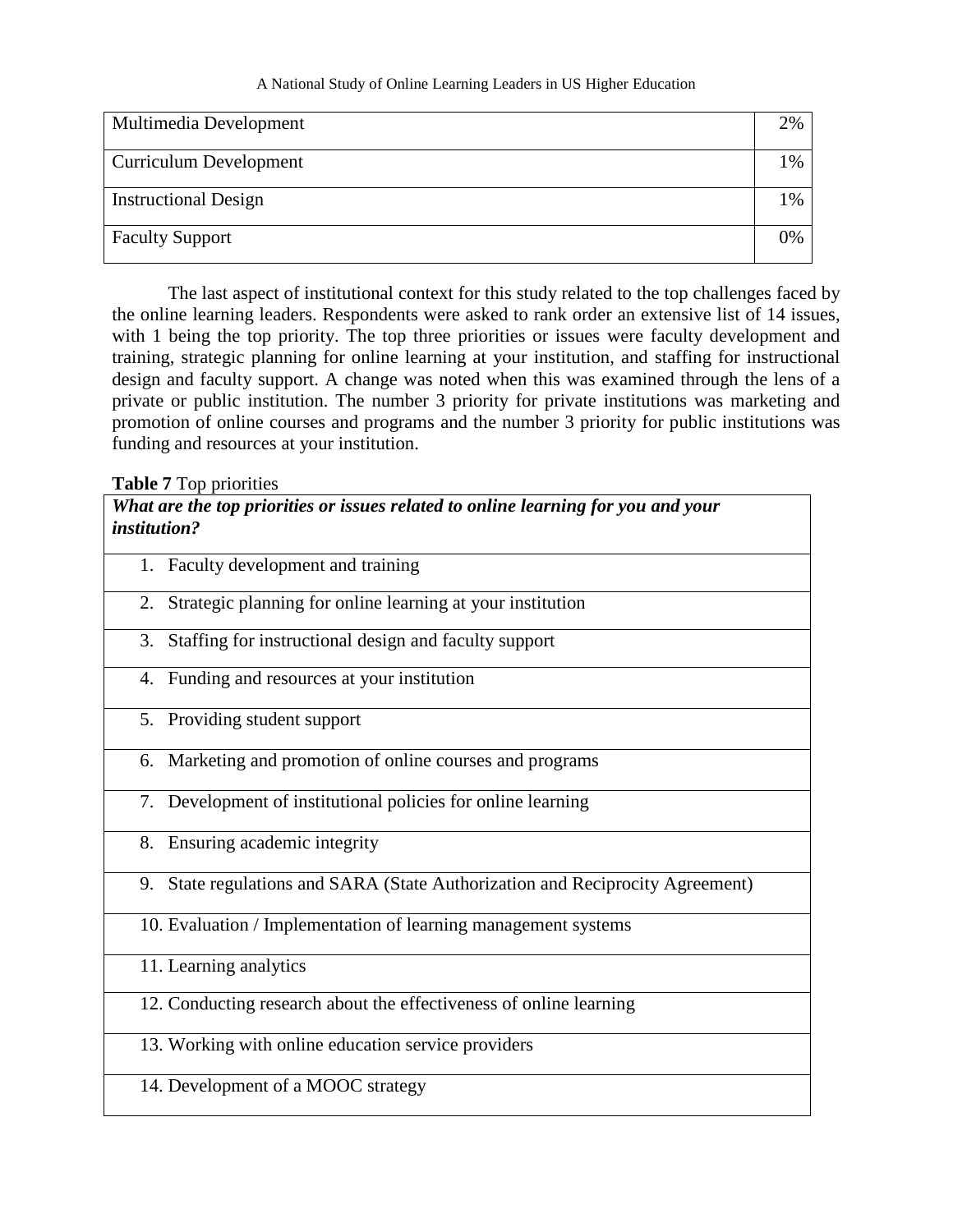| Multimedia Development | 2% |
|---|---|
| Curriculum Development | 1% |
| Instructional Design | 1% |
| Faculty Support | 0% |

The last aspect of institutional context for this study related to the top challenges faced by the online learning leaders. Respondents were asked to rank order an extensive list of 14 issues, with 1 being the top priority. The top three priorities or issues were faculty development and training, strategic planning for online learning at your institution, and staffing for instructional design and faculty support. A change was noted when this was examined through the lens of a private or public institution. The number 3 priority for private institutions was marketing and promotion of online courses and programs and the number 3 priority for public institutions was funding and resources at your institution.

**Table 7** Top priorities

| ***What are the top priorities or issues related to online learning for you and your institution?*** |
|---|
| 1. Faculty development and training |
| 2. Strategic planning for online learning at your institution |
| 3. Staffing for instructional design and faculty support |
| 4. Funding and resources at your institution |
| 5. Providing student support |
| 6. Marketing and promotion of online courses and programs |
| 7. Development of institutional policies for online learning |
| 8. Ensuring academic integrity |
| 9. State regulations and SARA (State Authorization and Reciprocity Agreement) |
| 10. Evaluation / Implementation of learning management systems |
| 11. Learning analytics |
| 12. Conducting research about the effectiveness of online learning |
| 13. Working with online education service providers |
| 14. Development of a MOOC strategy |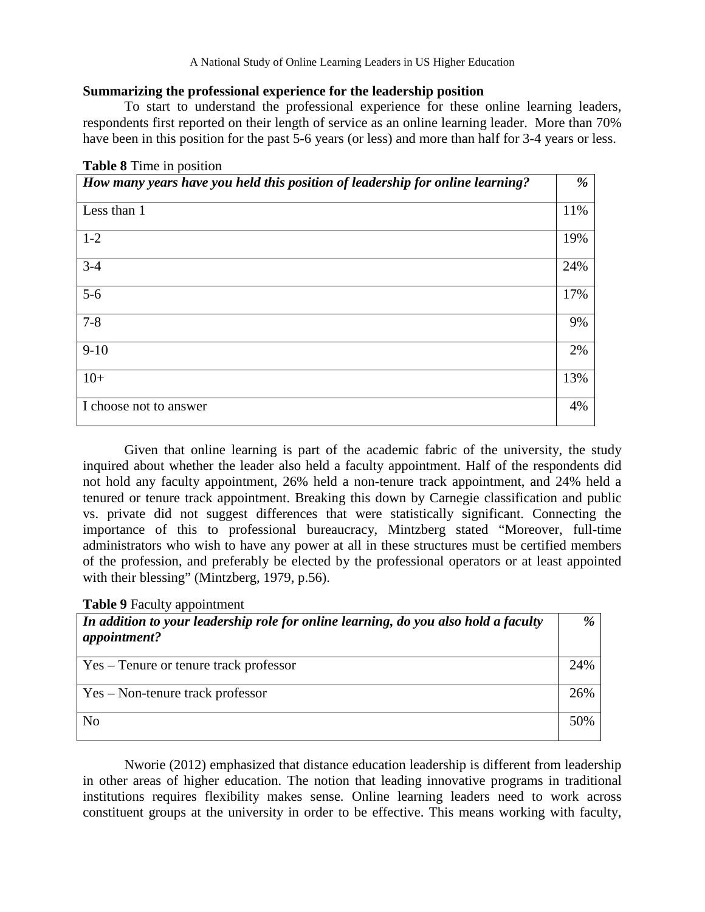**Summarizing the professional experience for the leadership position**

To start to understand the professional experience for these online learning leaders, respondents first reported on their length of service as an online learning leader. More than 70% have been in this position for the past 5-6 years (or less) and more than half for 3-4 years or less.

**Table 8** Time in position

| ***How many years have you held this position of leadership for online learning?*** | ***%*** |
|---|---|
| Less than 1 | 11% |
| 1-2 | 19% |
| 3-4 | 24% |
| 5-6 | 17% |
| 7-8 | 9% |
| 9-10 | 2% |
| 10+ | 13% |
| I choose not to answer | 4% |

Given that online learning is part of the academic fabric of the university, the study inquired about whether the leader also held a faculty appointment. Half of the respondents did not hold any faculty appointment, 26% held a non-tenure track appointment, and 24% held a tenured or tenure track appointment. Breaking this down by Carnegie classification and public vs. private did not suggest differences that were statistically significant. Connecting the importance of this to professional bureaucracy, Mintzberg stated "Moreover, full-time administrators who wish to have any power at all in these structures must be certified members of the profession, and preferably be elected by the professional operators or at least appointed with their blessing" (Mintzberg, 1979, p.56).

**Table 9** Faculty appointment

| ***In addition to your leadership role for online learning, do you also hold a faculty appointment?*** | ***%*** |
|---|---|
| Yes – Tenure or tenure track professor | 24% |
| Yes – Non-tenure track professor | 26% |
| No | 50% |

Nworie (2012) emphasized that distance education leadership is different from leadership in other areas of higher education. The notion that leading innovative programs in traditional institutions requires flexibility makes sense. Online learning leaders need to work across constituent groups at the university in order to be effective. This means working with faculty,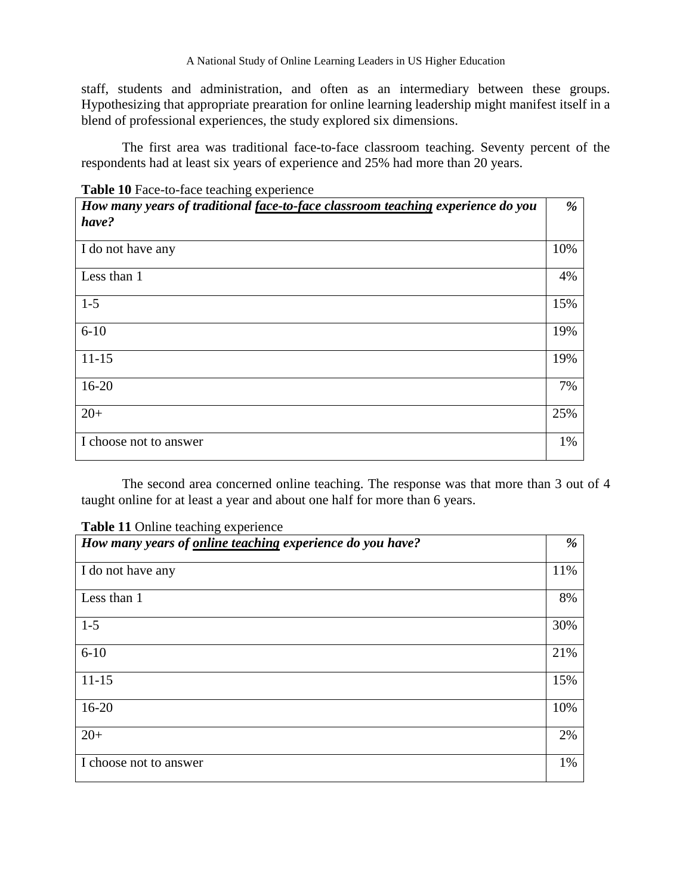staff, students and administration, and often as an intermediary between these groups. Hypothesizing that appropriate prearation for online learning leadership might manifest itself in a blend of professional experiences, the study explored six dimensions.

The first area was traditional face-to-face classroom teaching. Seventy percent of the respondents had at least six years of experience and 25% had more than 20 years.

**Table 10** Face-to-face teaching experience

| ***How many years of traditional face-to-face classroom teaching experience do you have?*** | ***%*** |
|---|---|
| I do not have any | 10% |
| Less than 1 | 4% |
| 1-5 | 15% |
| 6-10 | 19% |
| 11-15 | 19% |
| 16-20 | 7% |
| 20+ | 25% |
| I choose not to answer | 1% |

The second area concerned online teaching. The response was that more than 3 out of 4 taught online for at least a year and about one half for more than 6 years.

**Table 11** Online teaching experience

| ***How many years of online teaching experience do you have?*** | ***%*** |
|---|---|
| I do not have any | 11% |
| Less than 1 | 8% |
| 1-5 | 30% |
| 6-10 | 21% |
| 11-15 | 15% |
| 16-20 | 10% |
| 20+ | 2% |
| I choose not to answer | 1% |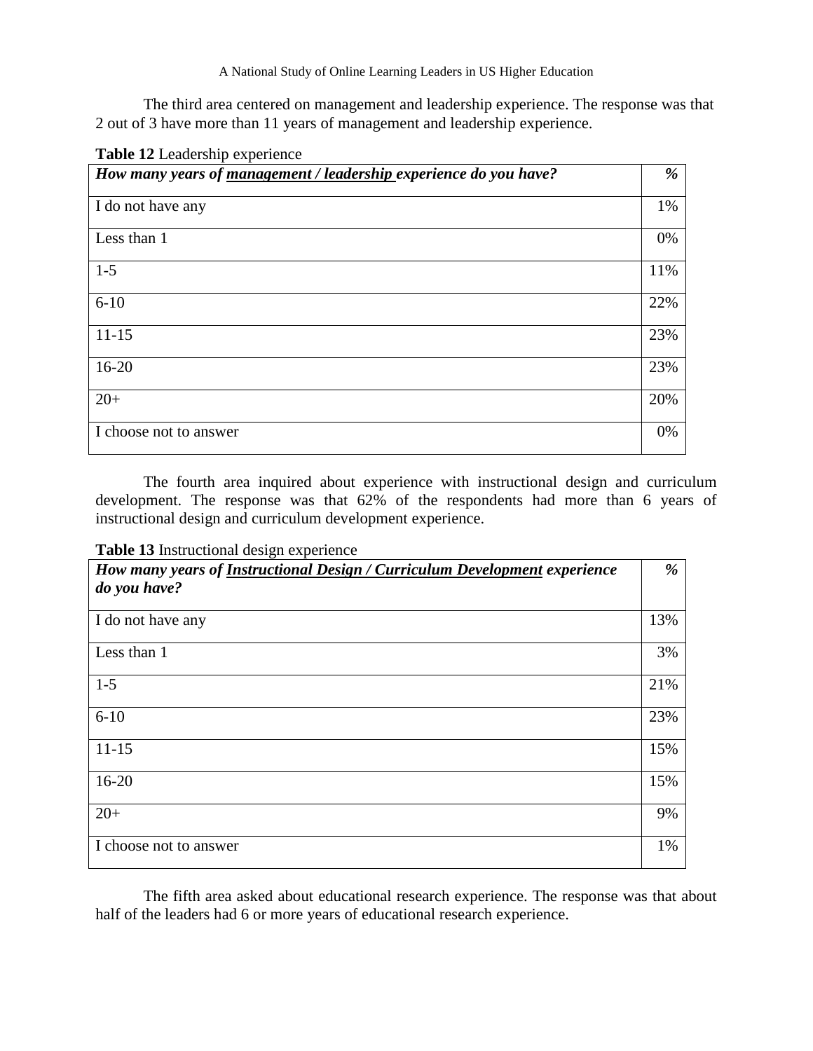The third area centered on management and leadership experience. The response was that 2 out of 3 have more than 11 years of management and leadership experience.

**Table 12** Leadership experience

| ***How many years of <u>management / leadership</u> experience do you have?*** | ***%*** |
|---|---|
| I do not have any | 1% |
| Less than 1 | 0% |
| 1-5 | 11% |
| 6-10 | 22% |
| 11-15 | 23% |
| 16-20 | 23% |
| 20+ | 20% |
| I choose not to answer | 0% |

The fourth area inquired about experience with instructional design and curriculum development. The response was that 62% of the respondents had more than 6 years of instructional design and curriculum development experience.

**Table 13** Instructional design experience

| ***How many years of <u>Instructional Design / Curriculum Development</u> experience do you have?*** | ***%*** |
|---|---|
| I do not have any | 13% |
| Less than 1 | 3% |
| 1-5 | 21% |
| 6-10 | 23% |
| 11-15 | 15% |
| 16-20 | 15% |
| 20+ | 9% |
| I choose not to answer | 1% |

The fifth area asked about educational research experience. The response was that about half of the leaders had 6 or more years of educational research experience.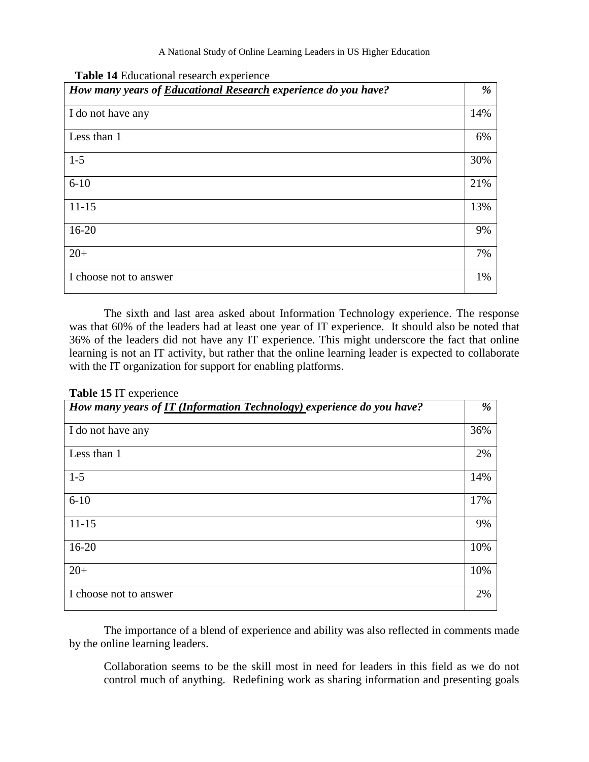**Table 14** Educational research experience

| *How many years of **Educational Research** experience do you have?* | *%* |
|---|---|
| I do not have any | 14% |
| Less than 1 | 6% |
| 1-5 | 30% |
| 6-10 | 21% |
| 11-15 | 13% |
| 16-20 | 9% |
| 20+ | 7% |
| I choose not to answer | 1% |

The sixth and last area asked about Information Technology experience. The response was that 60% of the leaders had at least one year of IT experience. It should also be noted that 36% of the leaders did not have any IT experience. This might underscore the fact that online learning is not an IT activity, but rather that the online learning leader is expected to collaborate with the IT organization for support for enabling platforms.

**Table 15** IT experience

| *How many years of **IT (Information Technology)** experience do you have?* | *%* |
|---|---|
| I do not have any | 36% |
| Less than 1 | 2% |
| 1-5 | 14% |
| 6-10 | 17% |
| 11-15 | 9% |
| 16-20 | 10% |
| 20+ | 10% |
| I choose not to answer | 2% |

The importance of a blend of experience and ability was also reflected in comments made by the online learning leaders.

> Collaboration seems to be the skill most in need for leaders in this field as we do not control much of anything. Redefining work as sharing information and presenting goals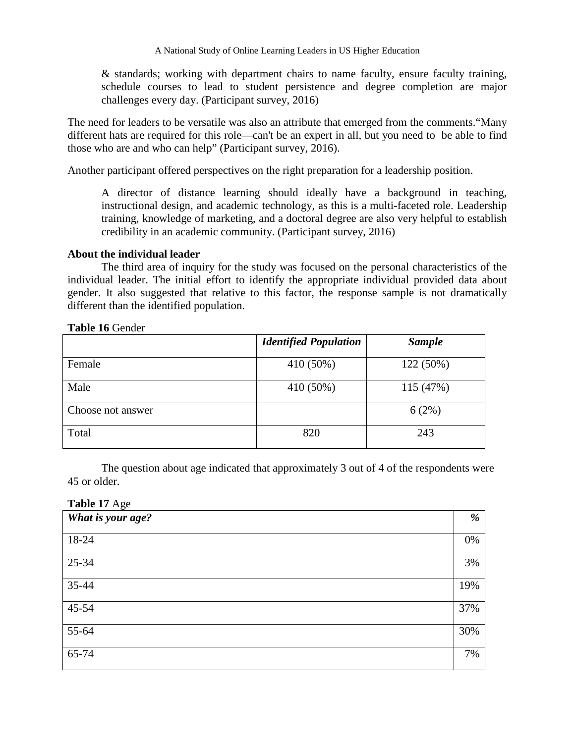> & standards; working with department chairs to name faculty, ensure faculty training, schedule courses to lead to student persistence and degree completion are major challenges every day. (Participant survey, 2016)

The need for leaders to be versatile was also an attribute that emerged from the comments.“Many different hats are required for this role—can't be an expert in all, but you need to be able to find those who are and who can help” (Participant survey, 2016).

Another participant offered perspectives on the right preparation for a leadership position.

> A director of distance learning should ideally have a background in teaching, instructional design, and academic technology, as this is a multi-faceted role. Leadership training, knowledge of marketing, and a doctoral degree are also very helpful to establish credibility in an academic community. (Participant survey, 2016)

**About the individual leader**

The third area of inquiry for the study was focused on the personal characteristics of the individual leader. The initial effort to identify the appropriate individual provided data about gender. It also suggested that relative to this factor, the response sample is not dramatically different than the identified population.

**Table 16** Gender

| | ***Identified Population*** | ***Sample*** |
|---|---|---|
| Female | 410 (50%) | 122 (50%) |
| Male | 410 (50%) | 115 (47%) |
| Choose not answer | | 6 (2%) |
| Total | 820 | 243 |

The question about age indicated that approximately 3 out of 4 of the respondents were 45 or older.

**Table 17** Age

| ***What is your age?*** | ***%*** |
|---|---|
| 18-24 | 0% |
| 25-34 | 3% |
| 35-44 | 19% |
| 45-54 | 37% |
| 55-64 | 30% |
| 65-74 | 7% |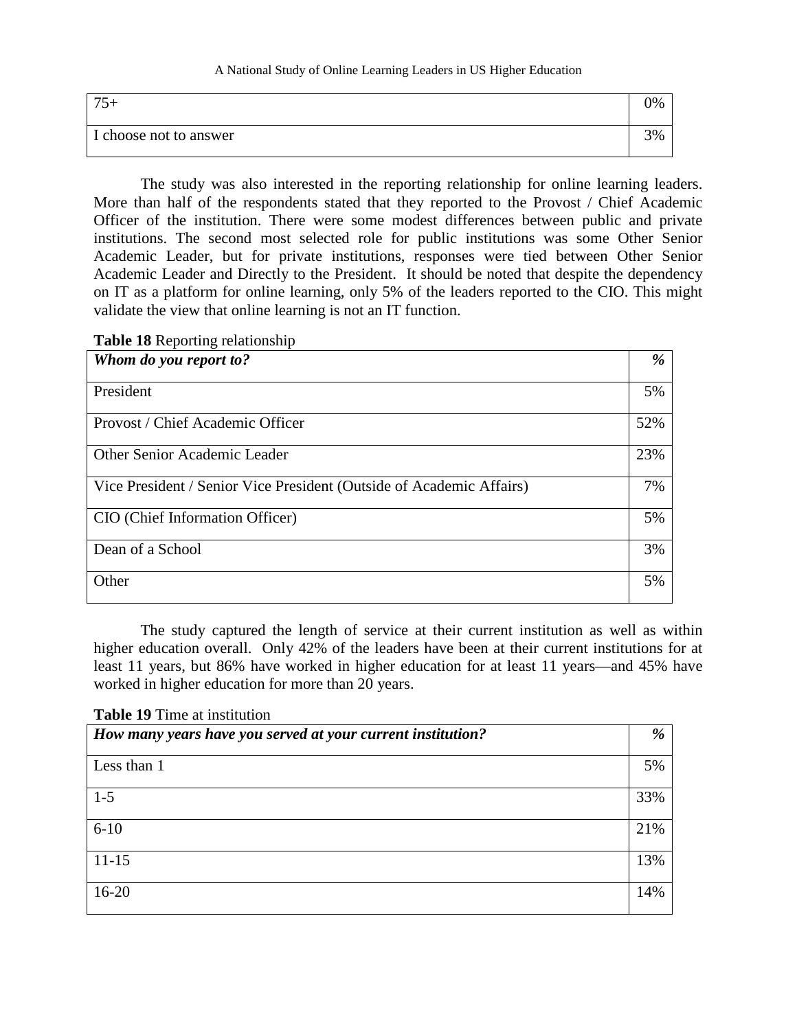| 75+ | 0% |
|---|---|
| I choose not to answer | 3% |

The study was also interested in the reporting relationship for online learning leaders. More than half of the respondents stated that they reported to the Provost / Chief Academic Officer of the institution. There were some modest differences between public and private institutions. The second most selected role for public institutions was some Other Senior Academic Leader, but for private institutions, responses were tied between Other Senior Academic Leader and Directly to the President. It should be noted that despite the dependency on IT as a platform for online learning, only 5% of the leaders reported to the CIO. This might validate the view that online learning is not an IT function.

**Table 18** Reporting relationship

| ***Whom do you report to?*** | ***%*** |
|---|---|
| President | 5% |
| Provost / Chief Academic Officer | 52% |
| Other Senior Academic Leader | 23% |
| Vice President / Senior Vice President (Outside of Academic Affairs) | 7% |
| CIO (Chief Information Officer) | 5% |
| Dean of a School | 3% |
| Other | 5% |

The study captured the length of service at their current institution as well as within higher education overall. Only 42% of the leaders have been at their current institutions for at least 11 years, but 86% have worked in higher education for at least 11 years—and 45% have worked in higher education for more than 20 years.

**Table 19** Time at institution

| ***How many years have you served at your current institution?*** | ***%*** |
|---|---|
| Less than 1 | 5% |
| 1-5 | 33% |
| 6-10 | 21% |
| 11-15 | 13% |
| 16-20 | 14% |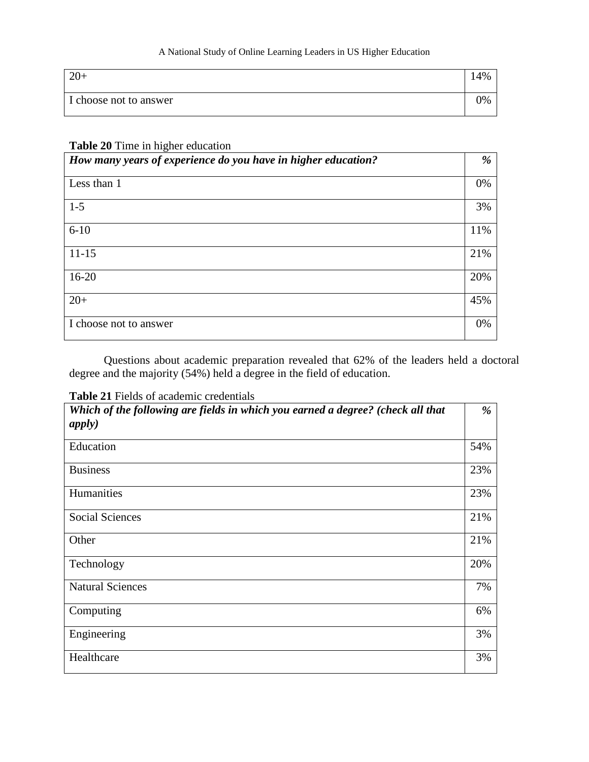| 20+ | 14% |
|---|---|
| I choose not to answer | 0% |

**Table 20** Time in higher education

| ***How many years of experience do you have in higher education?*** | ***%*** |
|---|---|
| Less than 1 | 0% |
| 1-5 | 3% |
| 6-10 | 11% |
| 11-15 | 21% |
| 16-20 | 20% |
| 20+ | 45% |
| I choose not to answer | 0% |

Questions about academic preparation revealed that 62% of the leaders held a doctoral degree and the majority (54%) held a degree in the field of education.

**Table 21** Fields of academic credentials

| ***Which of the following are fields in which you earned a degree? (check all that apply)*** | ***%*** |
|---|---|
| Education | 54% |
| Business | 23% |
| Humanities | 23% |
| Social Sciences | 21% |
| Other | 21% |
| Technology | 20% |
| Natural Sciences | 7% |
| Computing | 6% |
| Engineering | 3% |
| Healthcare | 3% |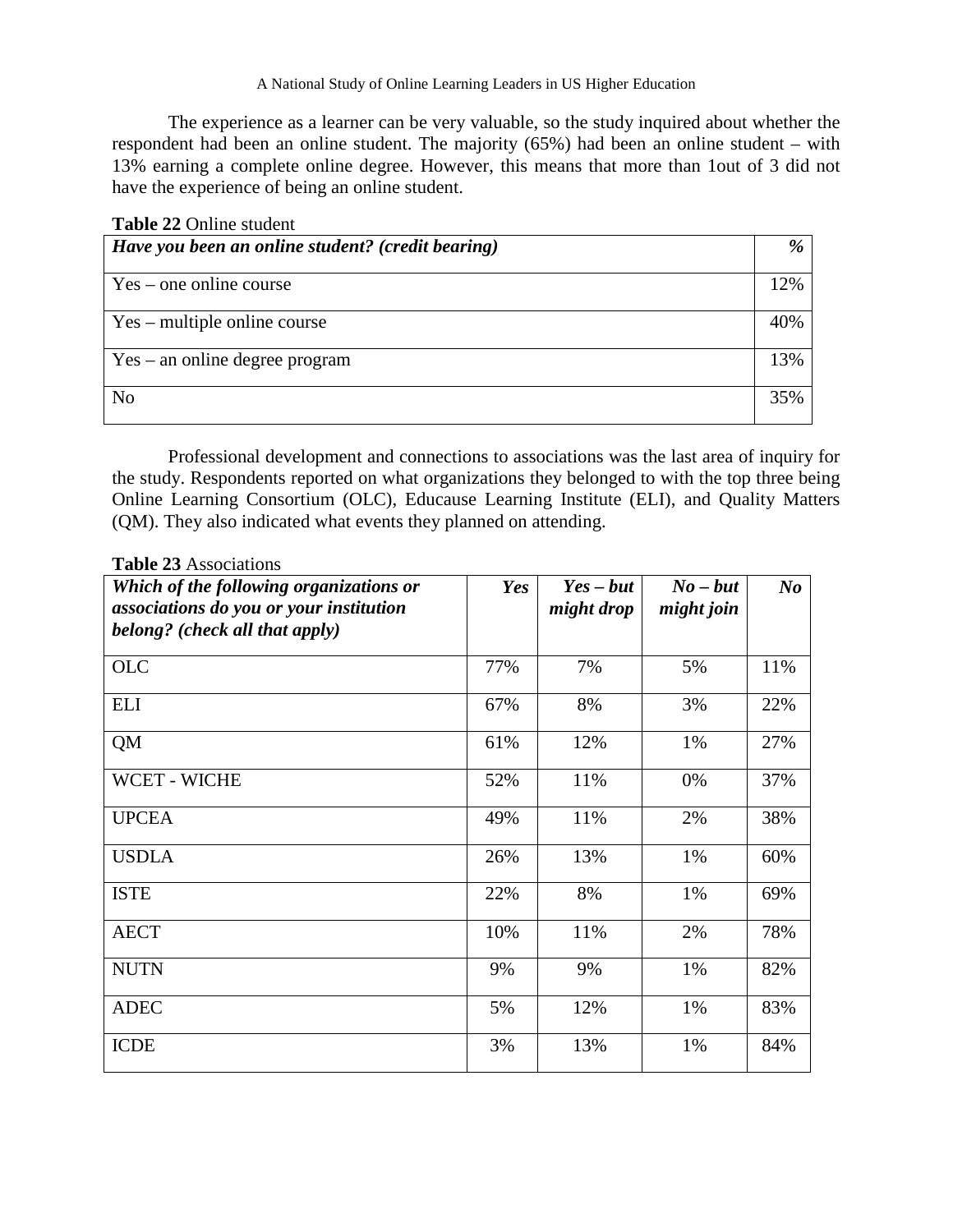The experience as a learner can be very valuable, so the study inquired about whether the respondent had been an online student. The majority (65%) had been an online student – with 13% earning a complete online degree. However, this means that more than 1out of 3 did not have the experience of being an online student.

**Table 22** Online student

| ***Have you been an online student? (credit bearing)*** | ***%*** |
|---|---|
| Yes – one online course | 12% |
| Yes – multiple online course | 40% |
| Yes – an online degree program | 13% |
| No | 35% |

Professional development and connections to associations was the last area of inquiry for the study. Respondents reported on what organizations they belonged to with the top three being Online Learning Consortium (OLC), Educause Learning Institute (ELI), and Quality Matters (QM). They also indicated what events they planned on attending.

**Table 23** Associations

| ***Which of the following organizations or associations do you or your institution belong? (check all that apply)*** | ***Yes*** | ***Yes – but might drop*** | ***No – but might join*** | ***No*** |
|---|---|---|---|---|
| OLC | 77% | 7% | 5% | 11% |
| ELI | 67% | 8% | 3% | 22% |
| QM | 61% | 12% | 1% | 27% |
| WCET - WICHE | 52% | 11% | 0% | 37% |
| UPCEA | 49% | 11% | 2% | 38% |
| USDLA | 26% | 13% | 1% | 60% |
| ISTE | 22% | 8% | 1% | 69% |
| AECT | 10% | 11% | 2% | 78% |
| NUTN | 9% | 9% | 1% | 82% |
| ADEC | 5% | 12% | 1% | 83% |
| ICDE | 3% | 13% | 1% | 84% |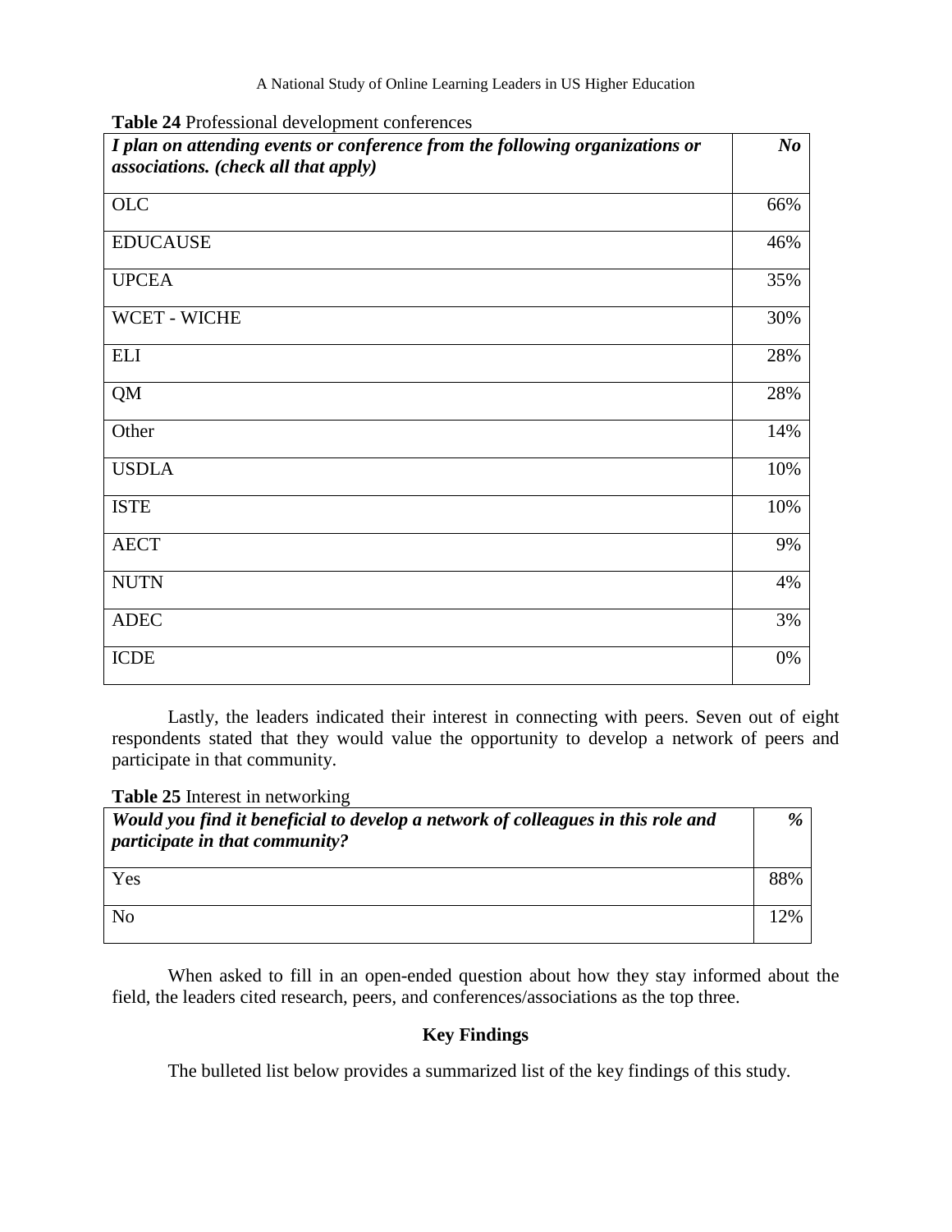**Table 24** Professional development conferences

| *I plan on attending events or conference from the following organizations or associations. (check all that apply)* | *No* |
|---|---|
| OLC | 66% |
| EDUCAUSE | 46% |
| UPCEA | 35% |
| WCET - WICHE | 30% |
| ELI | 28% |
| QM | 28% |
| Other | 14% |
| USDLA | 10% |
| ISTE | 10% |
| AECT | 9% |
| NUTN | 4% |
| ADEC | 3% |
| ICDE | 0% |

Lastly, the leaders indicated their interest in connecting with peers. Seven out of eight respondents stated that they would value the opportunity to develop a network of peers and participate in that community.

**Table 25** Interest in networking

| *Would you find it beneficial to develop a network of colleagues in this role and participate in that community?* | *%* |
|---|---|
| Yes | 88% |
| No | 12% |

When asked to fill in an open-ended question about how they stay informed about the field, the leaders cited research, peers, and conferences/associations as the top three.

## Key Findings

The bulleted list below provides a summarized list of the key findings of this study.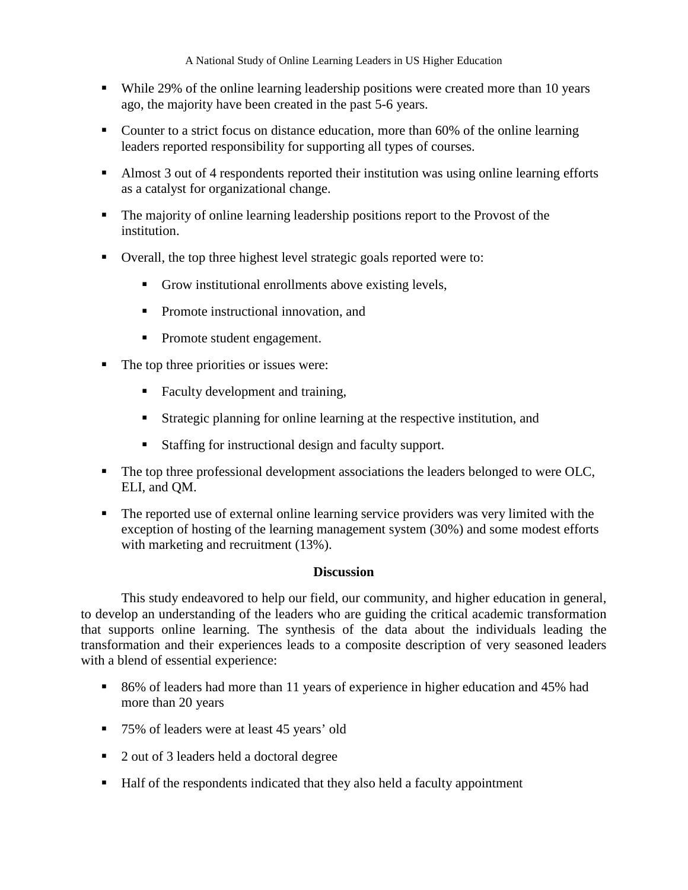- While 29% of the online learning leadership positions were created more than 10 years ago, the majority have been created in the past 5-6 years.
- Counter to a strict focus on distance education, more than 60% of the online learning leaders reported responsibility for supporting all types of courses.
- Almost 3 out of 4 respondents reported their institution was using online learning efforts as a catalyst for organizational change.
- The majority of online learning leadership positions report to the Provost of the institution.
- Overall, the top three highest level strategic goals reported were to:
  - Grow institutional enrollments above existing levels,
  - Promote instructional innovation, and
  - Promote student engagement.
- The top three priorities or issues were:
  - Faculty development and training,
  - Strategic planning for online learning at the respective institution, and
  - Staffing for instructional design and faculty support.
- The top three professional development associations the leaders belonged to were OLC, ELI, and QM.
- The reported use of external online learning service providers was very limited with the exception of hosting of the learning management system (30%) and some modest efforts with marketing and recruitment (13%).

## Discussion

This study endeavored to help our field, our community, and higher education in general, to develop an understanding of the leaders who are guiding the critical academic transformation that supports online learning. The synthesis of the data about the individuals leading the transformation and their experiences leads to a composite description of very seasoned leaders with a blend of essential experience:

- 86% of leaders had more than 11 years of experience in higher education and 45% had more than 20 years
- 75% of leaders were at least 45 years' old
- 2 out of 3 leaders held a doctoral degree
- Half of the respondents indicated that they also held a faculty appointment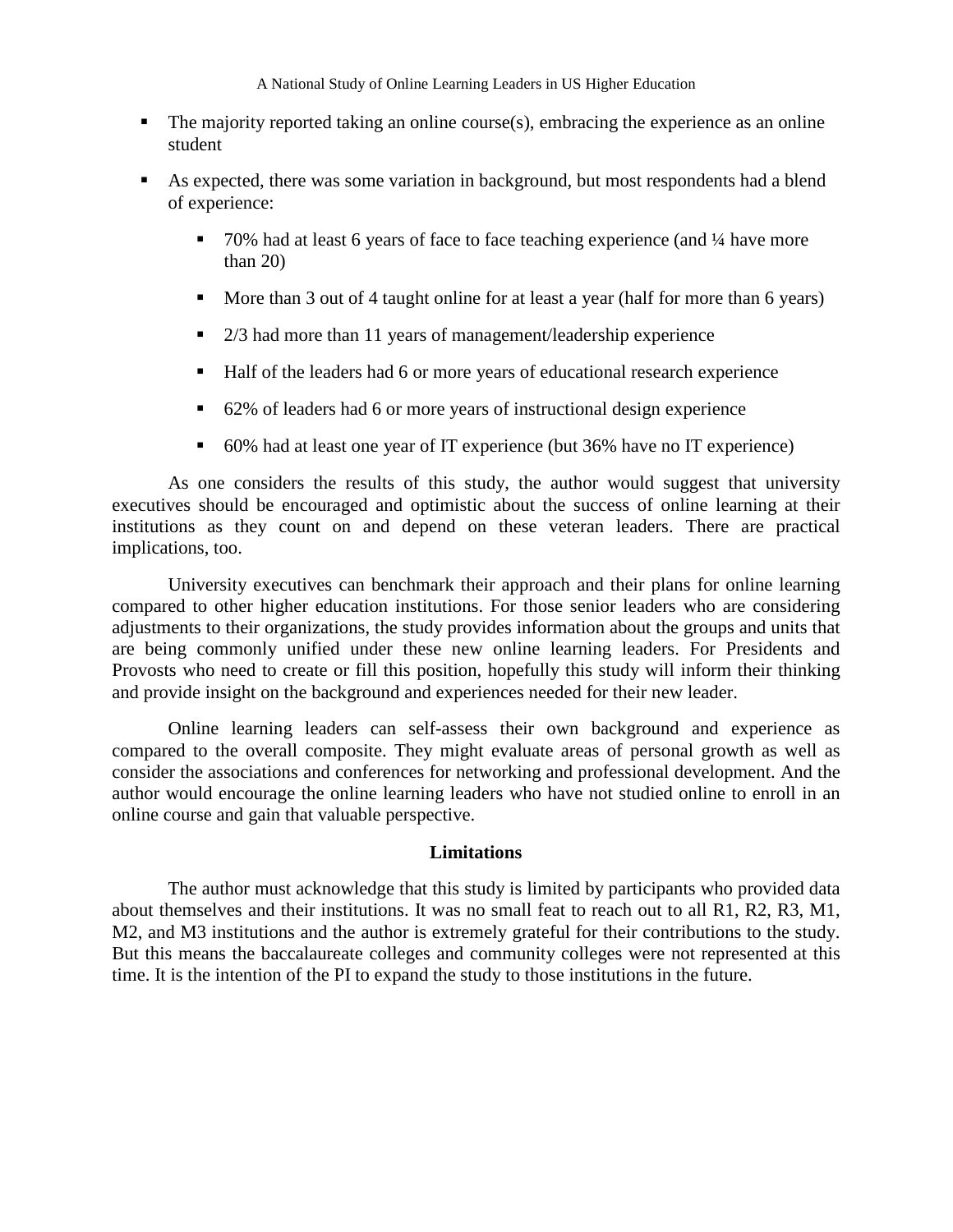- The majority reported taking an online course(s), embracing the experience as an online student

- As expected, there was some variation in background, but most respondents had a blend of experience:

  - 70% had at least 6 years of face to face teaching experience (and ¼ have more than 20)

  - More than 3 out of 4 taught online for at least a year (half for more than 6 years)

  - 2/3 had more than 11 years of management/leadership experience

  - Half of the leaders had 6 or more years of educational research experience

  - 62% of leaders had 6 or more years of instructional design experience

  - 60% had at least one year of IT experience (but 36% have no IT experience)

As one considers the results of this study, the author would suggest that university executives should be encouraged and optimistic about the success of online learning at their institutions as they count on and depend on these veteran leaders. There are practical implications, too.

University executives can benchmark their approach and their plans for online learning compared to other higher education institutions. For those senior leaders who are considering adjustments to their organizations, the study provides information about the groups and units that are being commonly unified under these new online learning leaders. For Presidents and Provosts who need to create or fill this position, hopefully this study will inform their thinking and provide insight on the background and experiences needed for their new leader.

Online learning leaders can self-assess their own background and experience as compared to the overall composite. They might evaluate areas of personal growth as well as consider the associations and conferences for networking and professional development. And the author would encourage the online learning leaders who have not studied online to enroll in an online course and gain that valuable perspective.

## Limitations

The author must acknowledge that this study is limited by participants who provided data about themselves and their institutions. It was no small feat to reach out to all R1, R2, R3, M1, M2, and M3 institutions and the author is extremely grateful for their contributions to the study. But this means the baccalaureate colleges and community colleges were not represented at this time. It is the intention of the PI to expand the study to those institutions in the future.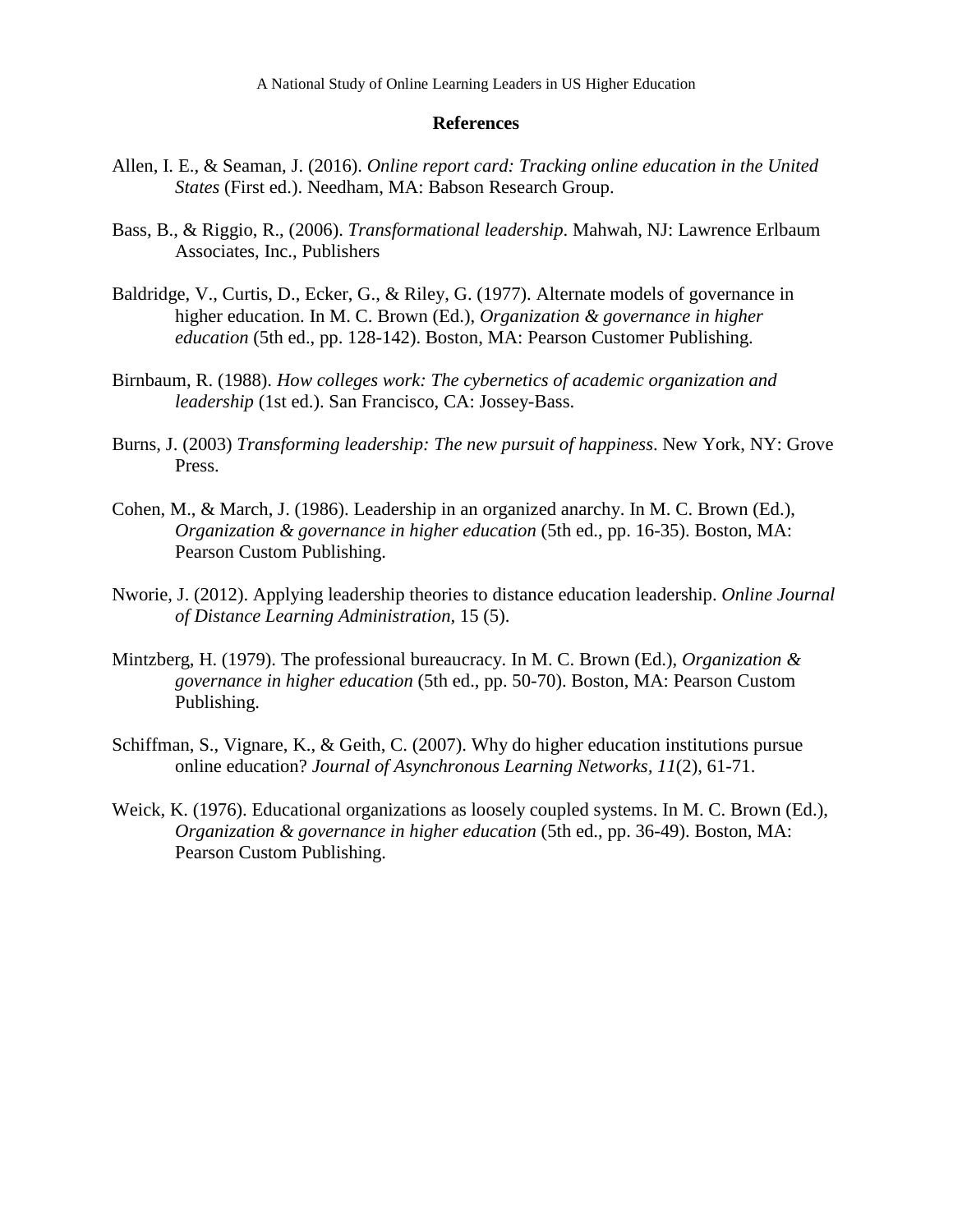## References

Allen, I. E., & Seaman, J. (2016). *Online report card: Tracking online education in the United States* (First ed.). Needham, MA: Babson Research Group.

Bass, B., & Riggio, R., (2006). *Transformational leadership*. Mahwah, NJ: Lawrence Erlbaum Associates, Inc., Publishers

Baldridge, V., Curtis, D., Ecker, G., & Riley, G. (1977). Alternate models of governance in higher education. In M. C. Brown (Ed.), *Organization & governance in higher education* (5th ed., pp. 128-142). Boston, MA: Pearson Customer Publishing.

Birnbaum, R. (1988). *How colleges work: The cybernetics of academic organization and leadership* (1st ed.). San Francisco, CA: Jossey-Bass.

Burns, J. (2003) *Transforming leadership: The new pursuit of happiness*. New York, NY: Grove Press.

Cohen, M., & March, J. (1986). Leadership in an organized anarchy. In M. C. Brown (Ed.), *Organization & governance in higher education* (5th ed., pp. 16-35). Boston, MA: Pearson Custom Publishing.

Nworie, J. (2012). Applying leadership theories to distance education leadership. *Online Journal of Distance Learning Administration,* 15 (5).

Mintzberg, H. (1979). The professional bureaucracy. In M. C. Brown (Ed.), *Organization & governance in higher education* (5th ed., pp. 50-70). Boston, MA: Pearson Custom Publishing.

Schiffman, S., Vignare, K., & Geith, C. (2007). Why do higher education institutions pursue online education? *Journal of Asynchronous Learning Networks, 11*(2), 61-71.

Weick, K. (1976). Educational organizations as loosely coupled systems. In M. C. Brown (Ed.), *Organization & governance in higher education* (5th ed., pp. 36-49). Boston, MA: Pearson Custom Publishing.